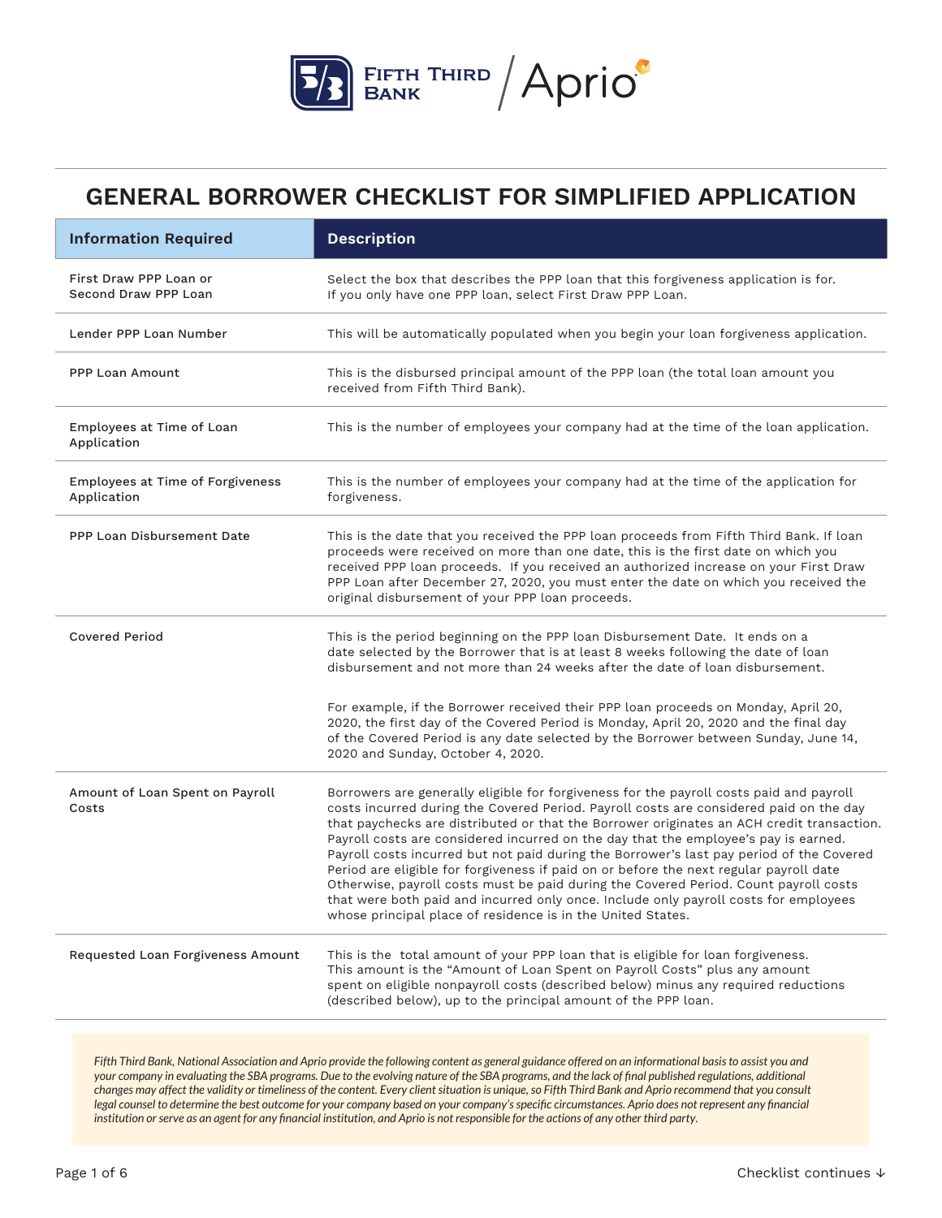# GENERAL BORROWER CHECKLIST FOR SIMPLIFIED APPLICATION

| Information Required | Description |
| --- | --- |
| First Draw PPP Loan or Second Draw PPP Loan | Select the box that describes the PPP loan that this forgiveness application is for. If you only have one PPP loan, select First Draw PPP Loan. |
| Lender PPP Loan Number | This will be automatically populated when you begin your loan forgiveness application. |
| PPP Loan Amount | This is the disbursed principal amount of the PPP loan (the total loan amount you received from Fifth Third Bank). |
| Employees at Time of Loan Application | This is the number of employees your company had at the time of the loan application. |
| Employees at Time of Forgiveness Application | This is the number of employees your company had at the time of the application for forgiveness. |
| PPP Loan Disbursement Date | This is the date that you received the PPP loan proceeds from Fifth Third Bank. If loan proceeds were received on more than one date, this is the first date on which you received PPP loan proceeds. If you received an authorized increase on your First Draw PPP Loan after December 27, 2020, you must enter the date on which you received the original disbursement of your PPP loan proceeds. |
| Covered Period | This is the period beginning on the PPP loan Disbursement Date. It ends on a date selected by the Borrower that is at least 8 weeks following the date of loan disbursement and not more than 24 weeks after the date of loan disbursement.<br><br>For example, if the Borrower received their PPP loan proceeds on Monday, April 20, 2020, the first day of the Covered Period is Monday, April 20, 2020 and the final day of the Covered Period is any date selected by the Borrower between Sunday, June 14, 2020 and Sunday, October 4, 2020. |
| Amount of Loan Spent on Payroll Costs | Borrowers are generally eligible for forgiveness for the payroll costs paid and payroll costs incurred during the Covered Period. Payroll costs are considered paid on the day that paychecks are distributed or that the Borrower originates an ACH credit transaction. Payroll costs are considered incurred on the day that the employee's pay is earned. Payroll costs incurred but not paid during the Borrower's last pay period of the Covered Period are eligible for forgiveness if paid on or before the next regular payroll date Otherwise, payroll costs must be paid during the Covered Period. Count payroll costs that were both paid and incurred only once. Include only payroll costs for employees whose principal place of residence is in the United States. |
| Requested Loan Forgiveness Amount | This is the total amount of your PPP loan that is eligible for loan forgiveness. This amount is the "Amount of Loan Spent on Payroll Costs" plus any amount spent on eligible nonpayroll costs (described below) minus any required reductions (described below), up to the principal amount of the PPP loan. |

*Fifth Third Bank, National Association and Aprio provide the following content as general guidance offered on an informational basis to assist you and your company in evaluating the SBA programs. Due to the evolving nature of the SBA programs, and the lack of final published regulations, additional changes may affect the validity or timeliness of the content. Every client situation is unique, so Fifth Third Bank and Aprio recommend that you consult legal counsel to determine the best outcome for your company based on your company's specific circumstances. Aprio does not represent any financial institution or serve as an agent for any financial institution, and Aprio is not responsible for the actions of any other third party.*

Checklist continues ↓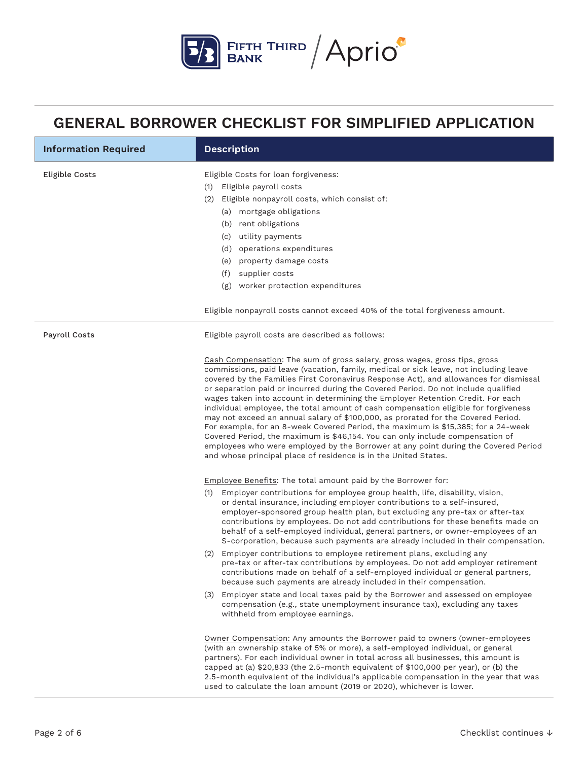# GENERAL BORROWER CHECKLIST FOR SIMPLIFIED APPLICATION

| Information Required | Description |
| --- | --- |
| Eligible Costs | Eligible Costs for loan forgiveness:<br>(1) Eligible payroll costs<br>(2) Eligible nonpayroll costs, which consist of:<br>(a) mortgage obligations<br>(b) rent obligations<br>(c) utility payments<br>(d) operations expenditures<br>(e) property damage costs<br>(f) supplier costs<br>(g) worker protection expenditures<br><br>Eligible nonpayroll costs cannot exceed 40% of the total forgiveness amount. |
| Payroll Costs | Eligible payroll costs are described as follows:<br><br>Cash Compensation: The sum of gross salary, gross wages, gross tips, gross commissions, paid leave (vacation, family, medical or sick leave, not including leave covered by the Families First Coronavirus Response Act), and allowances for dismissal or separation paid or incurred during the Covered Period. Do not include qualified wages taken into account in determining the Employer Retention Credit. For each individual employee, the total amount of cash compensation eligible for forgiveness may not exceed an annual salary of $100,000, as prorated for the Covered Period. For example, for an 8-week Covered Period, the maximum is $15,385; for a 24-week Covered Period, the maximum is $46,154. You can only include compensation of employees who were employed by the Borrower at any point during the Covered Period and whose principal place of residence is in the United States.<br><br>Employee Benefits: The total amount paid by the Borrower for:<br>(1) Employer contributions for employee group health, life, disability, vision, or dental insurance, including employer contributions to a self-insured, employer-sponsored group health plan, but excluding any pre-tax or after-tax contributions by employees. Do not add contributions for these benefits made on behalf of a self-employed individual, general partners, or owner-employees of an S-corporation, because such payments are already included in their compensation.<br>(2) Employer contributions to employee retirement plans, excluding any pre-tax or after-tax contributions by employees. Do not add employer retirement contributions made on behalf of a self-employed individual or general partners, because such payments are already included in their compensation.<br>(3) Employer state and local taxes paid by the Borrower and assessed on employee compensation (e.g., state unemployment insurance tax), excluding any taxes withheld from employee earnings.<br><br>Owner Compensation: Any amounts the Borrower paid to owners (owner-employees (with an ownership stake of 5% or more), a self-employed individual, or general partners). For each individual owner in total across all businesses, this amount is capped at (a) $20,833 (the 2.5-month equivalent of $100,000 per year), or (b) the 2.5-month equivalent of the individual's applicable compensation in the year that was used to calculate the loan amount (2019 or 2020), whichever is lower. |

Checklist continues ↓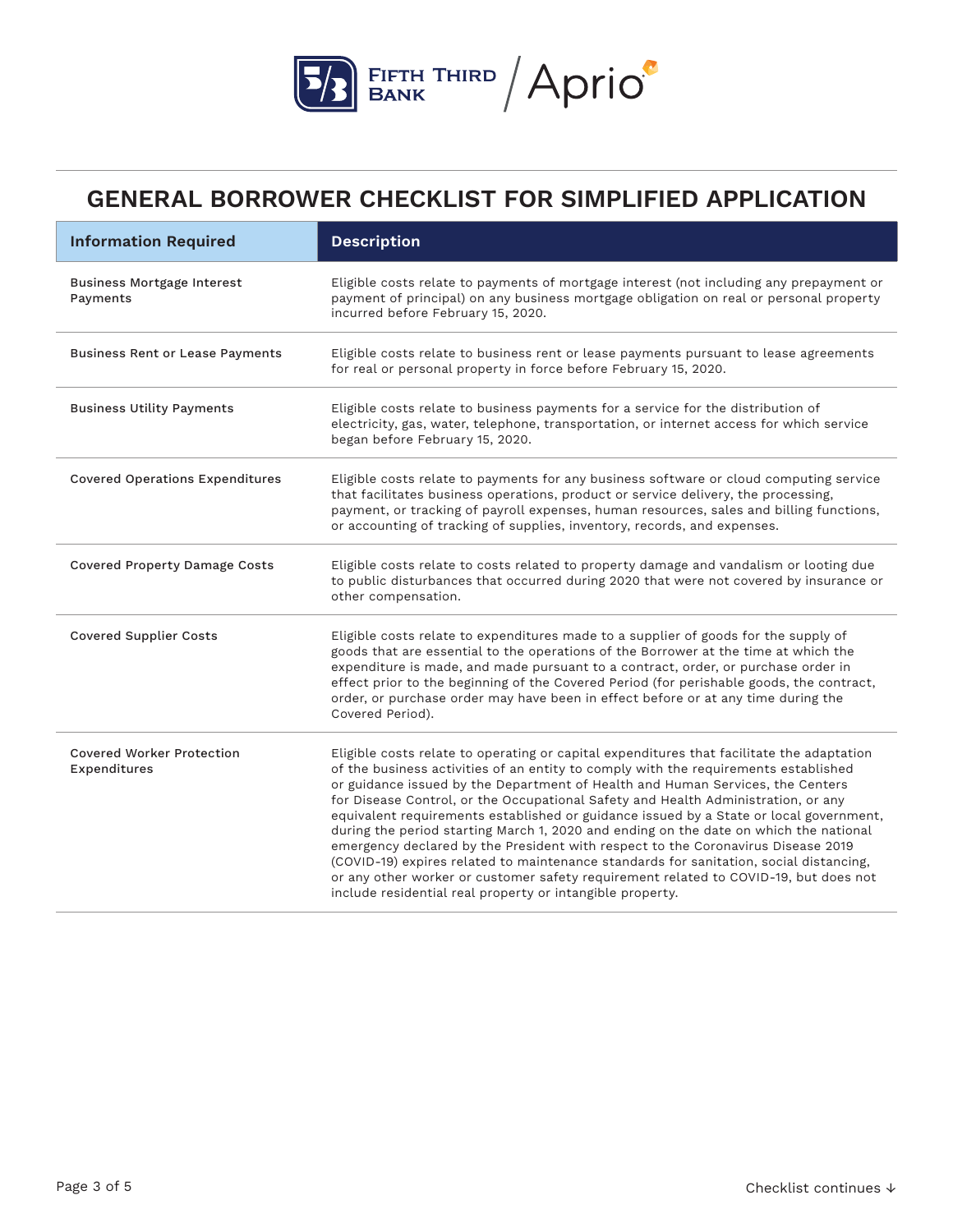# GENERAL BORROWER CHECKLIST FOR SIMPLIFIED APPLICATION

| Information Required | Description |
| --- | --- |
| Business Mortgage Interest Payments | Eligible costs relate to payments of mortgage interest (not including any prepayment or payment of principal) on any business mortgage obligation on real or personal property incurred before February 15, 2020. |
| Business Rent or Lease Payments | Eligible costs relate to business rent or lease payments pursuant to lease agreements for real or personal property in force before February 15, 2020. |
| Business Utility Payments | Eligible costs relate to business payments for a service for the distribution of electricity, gas, water, telephone, transportation, or internet access for which service began before February 15, 2020. |
| Covered Operations Expenditures | Eligible costs relate to payments for any business software or cloud computing service that facilitates business operations, product or service delivery, the processing, payment, or tracking of payroll expenses, human resources, sales and billing functions, or accounting of tracking of supplies, inventory, records, and expenses. |
| Covered Property Damage Costs | Eligible costs relate to costs related to property damage and vandalism or looting due to public disturbances that occurred during 2020 that were not covered by insurance or other compensation. |
| Covered Supplier Costs | Eligible costs relate to expenditures made to a supplier of goods for the supply of goods that are essential to the operations of the Borrower at the time at which the expenditure is made, and made pursuant to a contract, order, or purchase order in effect prior to the beginning of the Covered Period (for perishable goods, the contract, order, or purchase order may have been in effect before or at any time during the Covered Period). |
| Covered Worker Protection Expenditures | Eligible costs relate to operating or capital expenditures that facilitate the adaptation of the business activities of an entity to comply with the requirements established or guidance issued by the Department of Health and Human Services, the Centers for Disease Control, or the Occupational Safety and Health Administration, or any equivalent requirements established or guidance issued by a State or local government, during the period starting March 1, 2020 and ending on the date on which the national emergency declared by the President with respect to the Coronavirus Disease 2019 (COVID-19) expires related to maintenance standards for sanitation, social distancing, or any other worker or customer safety requirement related to COVID-19, but does not include residential real property or intangible property. |

Checklist continues ↓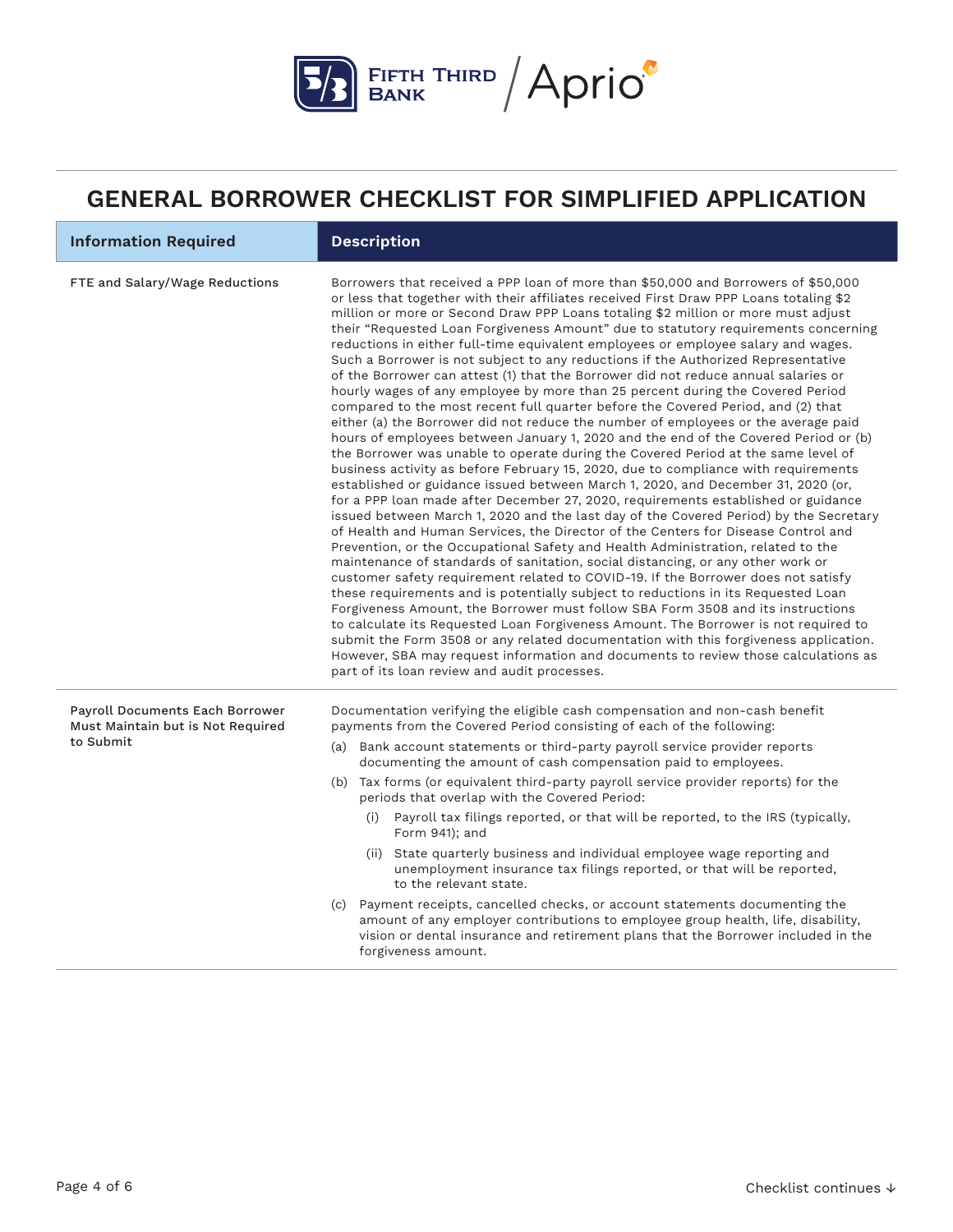## GENERAL BORROWER CHECKLIST FOR SIMPLIFIED APPLICATION

| Information Required | Description |
| --- | --- |
| FTE and Salary/Wage Reductions | Borrowers that received a PPP loan of more than $50,000 and Borrowers of $50,000 or less that together with their affiliates received First Draw PPP Loans totaling $2 million or more or Second Draw PPP Loans totaling $2 million or more must adjust their "Requested Loan Forgiveness Amount" due to statutory requirements concerning reductions in either full-time equivalent employees or employee salary and wages. Such a Borrower is not subject to any reductions if the Authorized Representative of the Borrower can attest (1) that the Borrower did not reduce annual salaries or hourly wages of any employee by more than 25 percent during the Covered Period compared to the most recent full quarter before the Covered Period, and (2) that either (a) the Borrower did not reduce the number of employees or the average paid hours of employees between January 1, 2020 and the end of the Covered Period or (b) the Borrower was unable to operate during the Covered Period at the same level of business activity as before February 15, 2020, due to compliance with requirements established or guidance issued between March 1, 2020, and December 31, 2020 (or, for a PPP loan made after December 27, 2020, requirements established or guidance issued between March 1, 2020 and the last day of the Covered Period) by the Secretary of Health and Human Services, the Director of the Centers for Disease Control and Prevention, or the Occupational Safety and Health Administration, related to the maintenance of standards of sanitation, social distancing, or any other work or customer safety requirement related to COVID-19. If the Borrower does not satisfy these requirements and is potentially subject to reductions in its Requested Loan Forgiveness Amount, the Borrower must follow SBA Form 3508 and its instructions to calculate its Requested Loan Forgiveness Amount. The Borrower is not required to submit the Form 3508 or any related documentation with this forgiveness application. However, SBA may request information and documents to review those calculations as part of its loan review and audit processes. |
| Payroll Documents Each Borrower Must Maintain but is Not Required to Submit | Documentation verifying the eligible cash compensation and non-cash benefit payments from the Covered Period consisting of each of the following:<br>(a) Bank account statements or third-party payroll service provider reports documenting the amount of cash compensation paid to employees.<br>(b) Tax forms (or equivalent third-party payroll service provider reports) for the periods that overlap with the Covered Period:<br>(i) Payroll tax filings reported, or that will be reported, to the IRS (typically, Form 941); and<br>(ii) State quarterly business and individual employee wage reporting and unemployment insurance tax filings reported, or that will be reported, to the relevant state.<br>(c) Payment receipts, cancelled checks, or account statements documenting the amount of any employer contributions to employee group health, life, disability, vision or dental insurance and retirement plans that the Borrower included in the forgiveness amount. |

Checklist continues ↓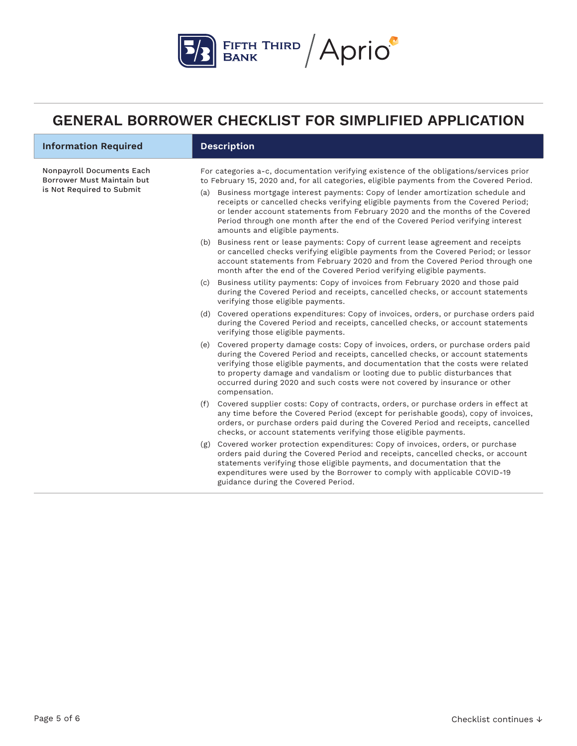# GENERAL BORROWER CHECKLIST FOR SIMPLIFIED APPLICATION

| Information Required | Description |
| --- | --- |
| Nonpayroll Documents Each Borrower Must Maintain but is Not Required to Submit | For categories a-c, documentation verifying existence of the obligations/services prior to February 15, 2020 and, for all categories, eligible payments from the Covered Period.<br>(a) Business mortgage interest payments: Copy of lender amortization schedule and receipts or cancelled checks verifying eligible payments from the Covered Period; or lender account statements from February 2020 and the months of the Covered Period through one month after the end of the Covered Period verifying interest amounts and eligible payments.<br>(b) Business rent or lease payments: Copy of current lease agreement and receipts or cancelled checks verifying eligible payments from the Covered Period; or lessor account statements from February 2020 and from the Covered Period through one month after the end of the Covered Period verifying eligible payments.<br>(c) Business utility payments: Copy of invoices from February 2020 and those paid during the Covered Period and receipts, cancelled checks, or account statements verifying those eligible payments.<br>(d) Covered operations expenditures: Copy of invoices, orders, or purchase orders paid during the Covered Period and receipts, cancelled checks, or account statements verifying those eligible payments.<br>(e) Covered property damage costs: Copy of invoices, orders, or purchase orders paid during the Covered Period and receipts, cancelled checks, or account statements verifying those eligible payments, and documentation that the costs were related to property damage and vandalism or looting due to public disturbances that occurred during 2020 and such costs were not covered by insurance or other compensation.<br>(f) Covered supplier costs: Copy of contracts, orders, or purchase orders in effect at any time before the Covered Period (except for perishable goods), copy of invoices, orders, or purchase orders paid during the Covered Period and receipts, cancelled checks, or account statements verifying those eligible payments.<br>(g) Covered worker protection expenditures: Copy of invoices, orders, or purchase orders paid during the Covered Period and receipts, cancelled checks, or account statements verifying those eligible payments, and documentation that the expenditures were used by the Borrower to comply with applicable COVID-19 guidance during the Covered Period. |

Checklist continues ↓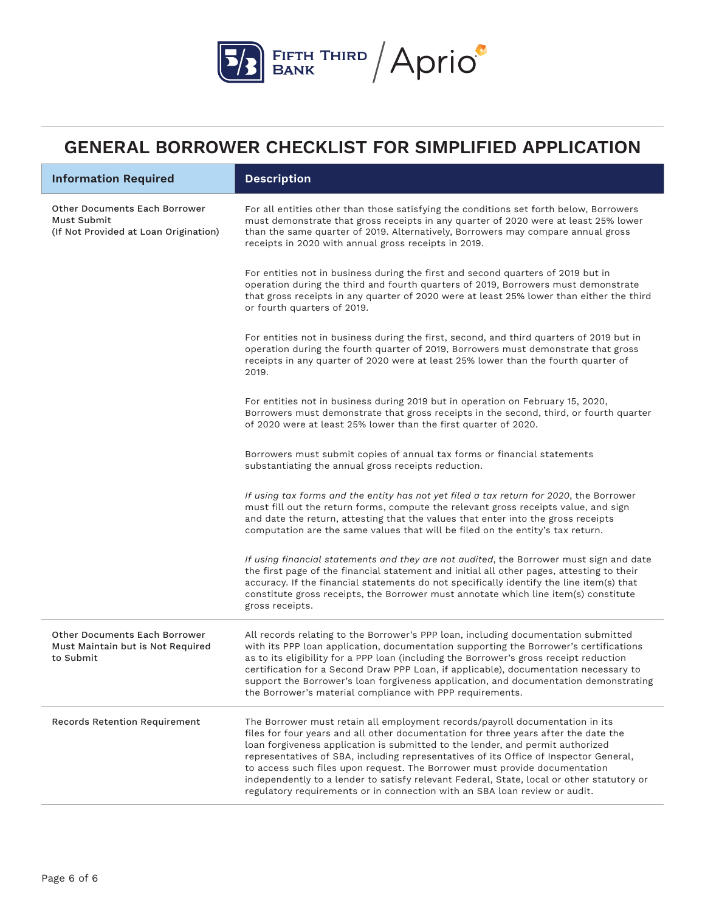# GENERAL BORROWER CHECKLIST FOR SIMPLIFIED APPLICATION

| Information Required | Description |
|---|---|
| Other Documents Each Borrower Must Submit (If Not Provided at Loan Origination) | For all entities other than those satisfying the conditions set forth below, Borrowers must demonstrate that gross receipts in any quarter of 2020 were at least 25% lower than the same quarter of 2019. Alternatively, Borrowers may compare annual gross receipts in 2020 with annual gross receipts in 2019.<br><br>For entities not in business during the first and second quarters of 2019 but in operation during the third and fourth quarters of 2019, Borrowers must demonstrate that gross receipts in any quarter of 2020 were at least 25% lower than either the third or fourth quarters of 2019.<br><br>For entities not in business during the first, second, and third quarters of 2019 but in operation during the fourth quarter of 2019, Borrowers must demonstrate that gross receipts in any quarter of 2020 were at least 25% lower than the fourth quarter of 2019.<br><br>For entities not in business during 2019 but in operation on February 15, 2020, Borrowers must demonstrate that gross receipts in the second, third, or fourth quarter of 2020 were at least 25% lower than the first quarter of 2020.<br><br>Borrowers must submit copies of annual tax forms or financial statements substantiating the annual gross receipts reduction.<br><br>*If using tax forms and the entity has not yet filed a tax return for 2020*, the Borrower must fill out the return forms, compute the relevant gross receipts value, and sign and date the return, attesting that the values that enter into the gross receipts computation are the same values that will be filed on the entity's tax return.<br><br>*If using financial statements and they are not audited*, the Borrower must sign and date the first page of the financial statement and initial all other pages, attesting to their accuracy. If the financial statements do not specifically identify the line item(s) that constitute gross receipts, the Borrower must annotate which line item(s) constitute gross receipts. |
| Other Documents Each Borrower Must Maintain but is Not Required to Submit | All records relating to the Borrower's PPP loan, including documentation submitted with its PPP loan application, documentation supporting the Borrower's certifications as to its eligibility for a PPP loan (including the Borrower's gross receipt reduction certification for a Second Draw PPP Loan, if applicable), documentation necessary to support the Borrower's loan forgiveness application, and documentation demonstrating the Borrower's material compliance with PPP requirements. |
| Records Retention Requirement | The Borrower must retain all employment records/payroll documentation in its files for four years and all other documentation for three years after the date the loan forgiveness application is submitted to the lender, and permit authorized representatives of SBA, including representatives of its Office of Inspector General, to access such files upon request. The Borrower must provide documentation independently to a lender to satisfy relevant Federal, State, local or other statutory or regulatory requirements or in connection with an SBA loan review or audit. |